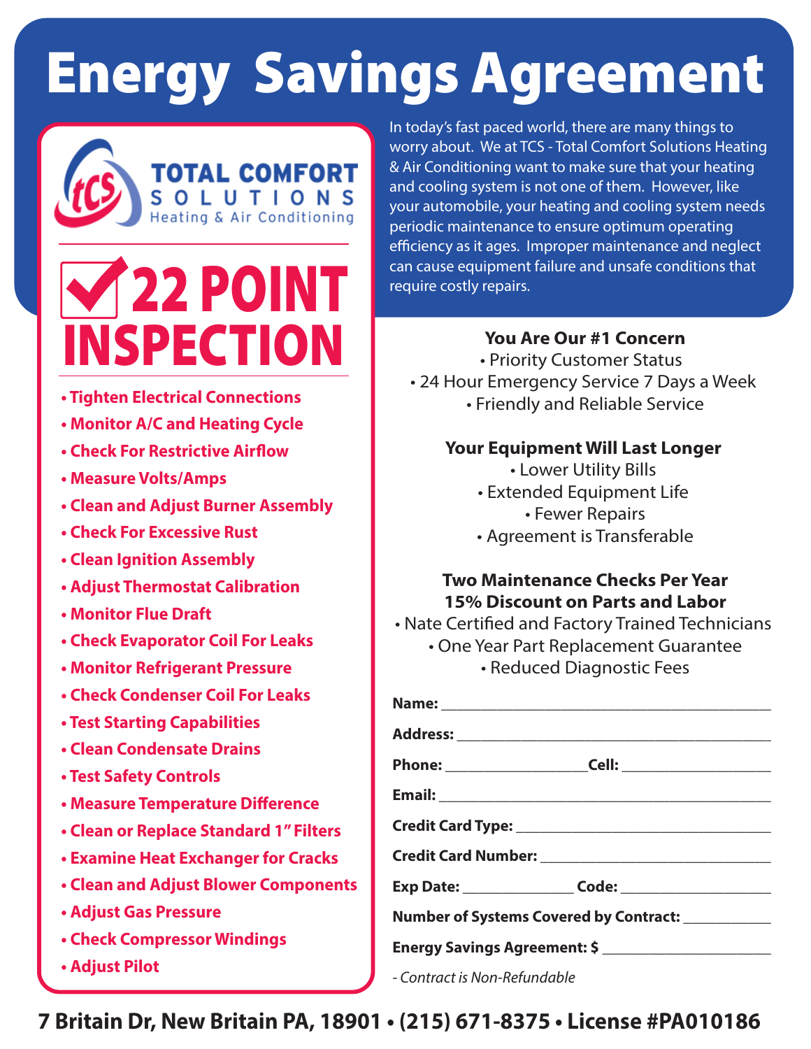# Energy Savings Agreement

**TOTAL COMFORT SOLUTIONS**
Heating & Air Conditioning

## 22 POINT INSPECTION

- **Tighten Electrical Connections**
- **Monitor A/C and Heating Cycle**
- **Check For Restrictive Airflow**
- **Measure Volts/Amps**
- **Clean and Adjust Burner Assembly**
- **Check For Excessive Rust**
- **Clean Ignition Assembly**
- **Adjust Thermostat Calibration**
- **Monitor Flue Draft**
- **Check Evaporator Coil For Leaks**
- **Monitor Refrigerant Pressure**
- **Check Condenser Coil For Leaks**
- **Test Starting Capabilities**
- **Clean Condensate Drains**
- **Test Safety Controls**
- **Measure Temperature Difference**
- **Clean or Replace Standard 1" Filters**
- **Examine Heat Exchanger for Cracks**
- **Clean and Adjust Blower Components**
- **Adjust Gas Pressure**
- **Check Compressor Windings**
- **Adjust Pilot**

In today's fast paced world, there are many things to worry about. We at TCS - Total Comfort Solutions Heating & Air Conditioning want to make sure that your heating and cooling system is not one of them. However, like your automobile, your heating and cooling system needs periodic maintenance to ensure optimum operating efficiency as it ages. Improper maintenance and neglect can cause equipment failure and unsafe conditions that require costly repairs.

**You Are Our #1 Concern**
- Priority Customer Status
- 24 Hour Emergency Service 7 Days a Week
- Friendly and Reliable Service

**Your Equipment Will Last Longer**
- Lower Utility Bills
- Extended Equipment Life
- Fewer Repairs
- Agreement is Transferable

**Two Maintenance Checks Per Year**
**15% Discount on Parts and Labor**
- Nate Certified and Factory Trained Technicians
- One Year Part Replacement Guarantee
- Reduced Diagnostic Fees

**Name:** ______________________________

**Address:** ______________________________

**Phone:** _______________ **Cell:** _______________

**Email:** ______________________________

**Credit Card Type:** ______________________________

**Credit Card Number:** ______________________________

**Exp Date:** ____________ **Code:** _______________

**Number of Systems Covered by Contract:** __________

**Energy Savings Agreement: $** ____________________

*- Contract is Non-Refundable*

**7 Britain Dr, New Britain PA, 18901 • (215) 671-8375 • License #PA010186**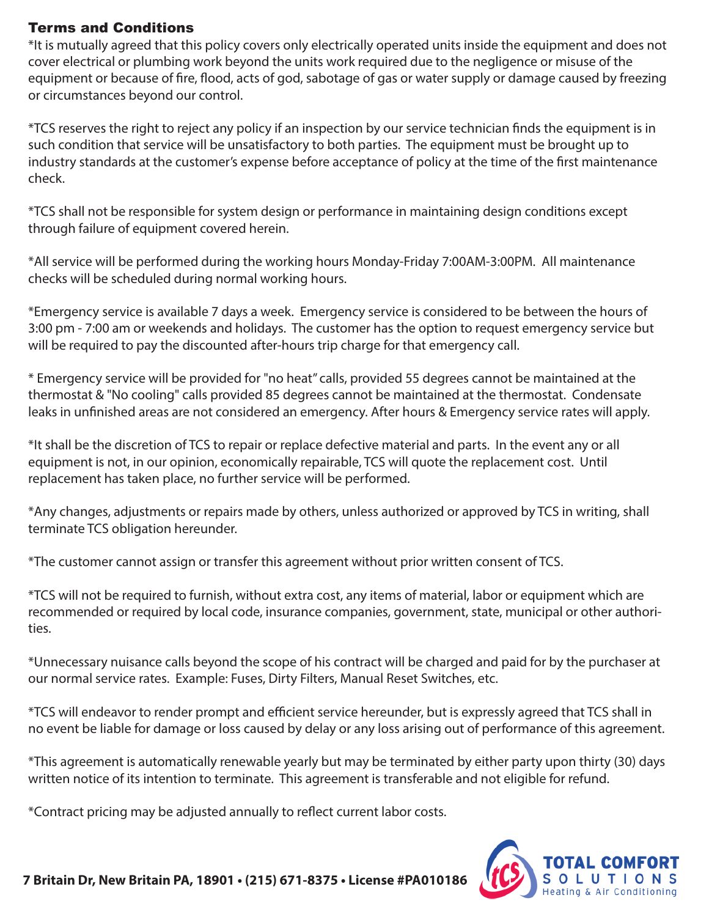## Terms and Conditions

*It is mutually agreed that this policy covers only electrically operated units inside the equipment and does not cover electrical or plumbing work beyond the units work required due to the negligence or misuse of the equipment or because of fire, flood, acts of god, sabotage of gas or water supply or damage caused by freezing or circumstances beyond our control.

*TCS reserves the right to reject any policy if an inspection by our service technician finds the equipment is in such condition that service will be unsatisfactory to both parties. The equipment must be brought up to industry standards at the customer's expense before acceptance of policy at the time of the first maintenance check.

*TCS shall not be responsible for system design or performance in maintaining design conditions except through failure of equipment covered herein.

*All service will be performed during the working hours Monday-Friday 7:00AM-3:00PM. All maintenance checks will be scheduled during normal working hours.

*Emergency service is available 7 days a week. Emergency service is considered to be between the hours of 3:00 pm - 7:00 am or weekends and holidays. The customer has the option to request emergency service but will be required to pay the discounted after-hours trip charge for that emergency call.

* Emergency service will be provided for "no heat" calls, provided 55 degrees cannot be maintained at the thermostat & "No cooling" calls provided 85 degrees cannot be maintained at the thermostat. Condensate leaks in unfinished areas are not considered an emergency. After hours & Emergency service rates will apply.

*It shall be the discretion of TCS to repair or replace defective material and parts. In the event any or all equipment is not, in our opinion, economically repairable, TCS will quote the replacement cost. Until replacement has taken place, no further service will be performed.

*Any changes, adjustments or repairs made by others, unless authorized or approved by TCS in writing, shall terminate TCS obligation hereunder.

*The customer cannot assign or transfer this agreement without prior written consent of TCS.

*TCS will not be required to furnish, without extra cost, any items of material, labor or equipment which are recommended or required by local code, insurance companies, government, state, municipal or other authorities.

*Unnecessary nuisance calls beyond the scope of his contract will be charged and paid for by the purchaser at our normal service rates. Example: Fuses, Dirty Filters, Manual Reset Switches, etc.

*TCS will endeavor to render prompt and efficient service hereunder, but is expressly agreed that TCS shall in no event be liable for damage or loss caused by delay or any loss arising out of performance of this agreement.

*This agreement is automatically renewable yearly but may be terminated by either party upon thirty (30) days written notice of its intention to terminate. This agreement is transferable and not eligible for refund.

*Contract pricing may be adjusted annually to reflect current labor costs.

**7 Britain Dr, New Britain PA, 18901 • (215) 671-8375 • License #PA010186**

TOTAL COMFORT SOLUTIONS
Heating & Air Conditioning